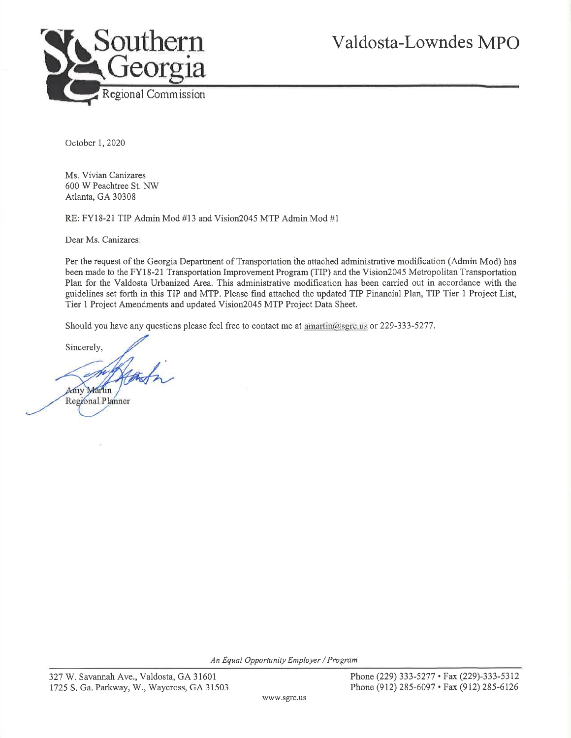Southern Georgia Regional Commission

# Valdosta-Lowndes MPO

October 1, 2020

Ms. Vivian Canizares
600 W Peachtree St. NW
Atlanta, GA 30308

RE: FY18-21 TIP Admin Mod #13 and Vision2045 MTP Admin Mod #1

Dear Ms. Canizares:

Per the request of the Georgia Department of Transportation the attached administrative modification (Admin Mod) has been made to the FY18-21 Transportation Improvement Program (TIP) and the Vision2045 Metropolitan Transportation Plan for the Valdosta Urbanized Area. This administrative modification has been carried out in accordance with the guidelines set forth in this TIP and MTP. Please find attached the updated TIP Financial Plan, TIP Tier 1 Project List, Tier 1 Project Amendments and updated Vision2045 MTP Project Data Sheet.

Should you have any questions please feel free to contact me at amartin@sgrc.us or 229-333-5277.

Sincerely,

Amy Martin
Regional Planner

*An Equal Opportunity Employer / Program*

327 W. Savannah Ave., Valdosta, GA 31601
1725 S. Ga. Parkway, W., Waycross, GA 31503

Phone (229) 333-5277 • Fax (229)-333-5312
Phone (912) 285-6097 • Fax (912) 285-6126

www.sgrc.us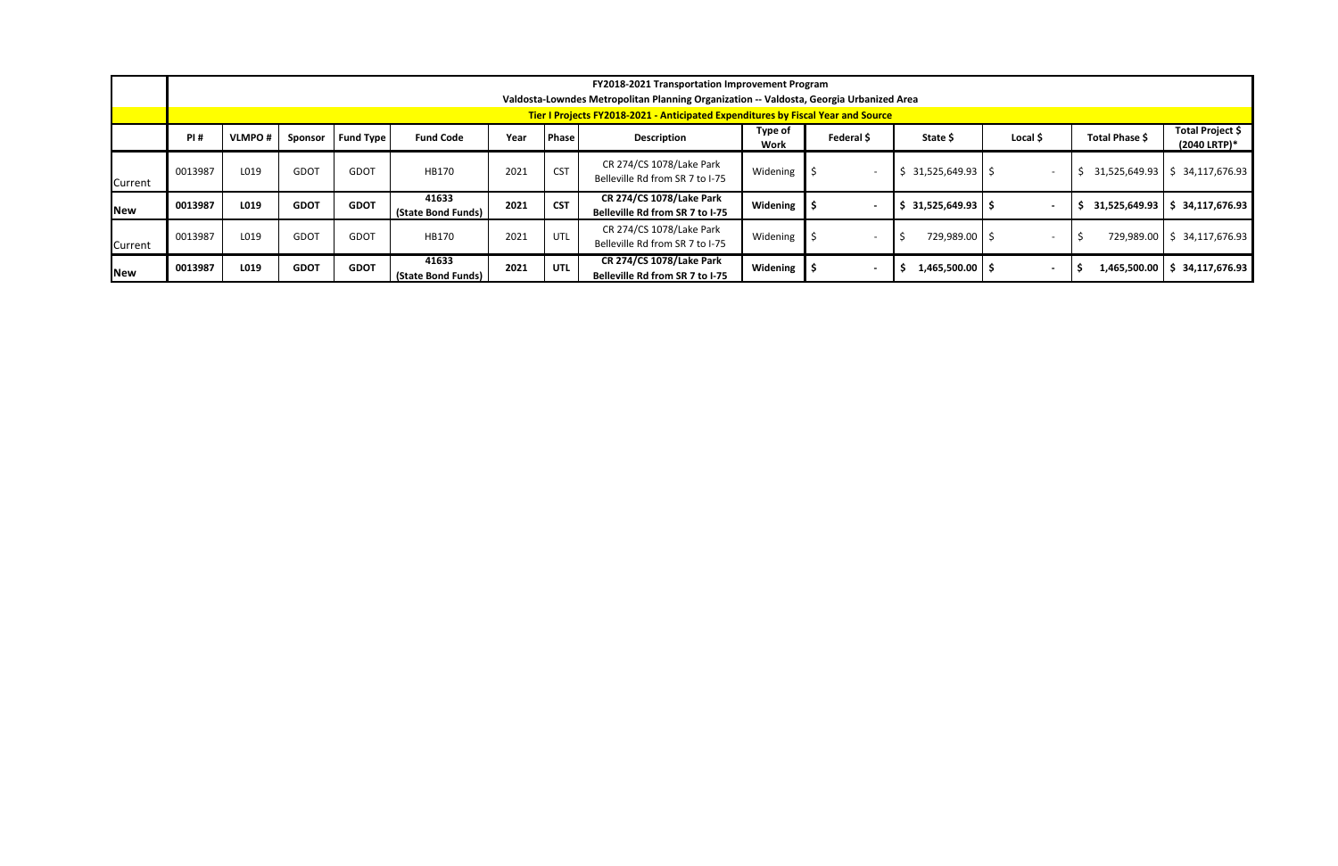| | FY2018-2021 Transportation Improvement Program<br>Valdosta-Lowndes Metropolitan Planning Organization -- Valdosta, Georgia Urbanized Area | | | | | | | | | | | | | |
|---|---|---|---|---|---|---|---|---|---|---|---|---|---|---|
| | Tier I Projects FY2018-2021 - Anticipated Expenditures by Fiscal Year and Source | | | | | | | | | | | | | |
| | **PI #** | **VLMPO #** | **Sponsor** | **Fund Type** | **Fund Code** | **Year** | **Phase** | **Description** | **Type of Work** | **Federal $** | **State $** | **Local $** | **Total Phase $** | **Total Project $ (2040 LRTP)*** |
| Current | 0013987 | L019 | GDOT | GDOT | HB170 | 2021 | CST | CR 274/CS 1078/Lake Park Belleville Rd from SR 7 to I-75 | Widening | $ - | $ 31,525,649.93 | $ - | $ 31,525,649.93 | $ 34,117,676.93 |
| **New** | **0013987** | **L019** | **GDOT** | **GDOT** | **41633 (State Bond Funds)** | **2021** | **CST** | **CR 274/CS 1078/Lake Park Belleville Rd from SR 7 to I-75** | **Widening** | **$ -** | **$ 31,525,649.93** | **$ -** | **$ 31,525,649.93** | **$ 34,117,676.93** |
| Current | 0013987 | L019 | GDOT | GDOT | HB170 | 2021 | UTL | CR 274/CS 1078/Lake Park Belleville Rd from SR 7 to I-75 | Widening | $ - | $ 729,989.00 | $ - | $ 729,989.00 | $ 34,117,676.93 |
| **New** | **0013987** | **L019** | **GDOT** | **GDOT** | **41633 (State Bond Funds)** | **2021** | **UTL** | **CR 274/CS 1078/Lake Park Belleville Rd from SR 7 to I-75** | **Widening** | **$ -** | **$ 1,465,500.00** | **$ -** | **$ 1,465,500.00** | **$ 34,117,676.93** |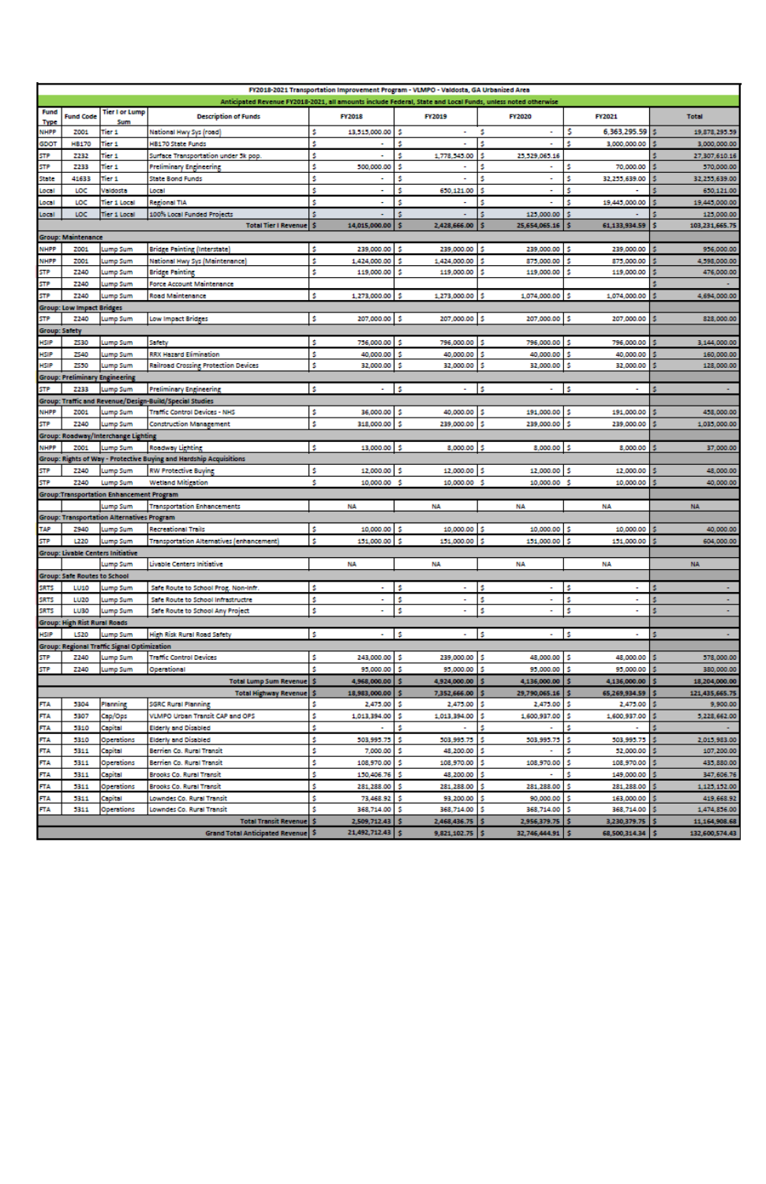| Fund Type | Fund Code | Tier I or Lump Sum | Description of Funds | FY2018 | FY2019 | FY2020 | FY2021 | Total |
|---|---|---|---|---|---|---|---|---|
| FY2018-2021 Transportation Improvement Program - VLMPO - Valdosta, GA Urbanized Area | | | | | | | | |
| Anticipated Revenue FY2018-2021, all amounts include Federal, State and Local Funds, unless noted otherwise | | | | | | | | |
| NHPP | Z001 | Tier 1 | National Hwy Sys (road) | $ 13,515,000.00 | $ - | $ - | $ 6,363,295.59 | $ 19,878,295.59 |
| GDOT | HB170 | Tier 1 | HB170 State Funds | $ - | $ - | $ - | $ 3,000,000.00 | $ 3,000,000.00 |
| STP | Z232 | Tier 1 | Surface Transportation under 5k pop. | $ - | $ 1,778,545.00 | $ 25,529,065.16 | | $ 27,307,610.16 |
| STP | Z233 | Tier 1 | Preliminary Engineering | $ 500,000.00 | $ - | $ - | $ 70,000.00 | $ 570,000.00 |
| State | 41633 | Tier 1 | State Bond Funds | $ - | $ - | $ - | $ 32,255,639.00 | $ 32,255,639.00 |
| Local | LOC | Valdosta | Local | $ - | $ 650,121.00 | $ - | $ - | $ 650,121.00 |
| Local | LOC | Tier 1 Local | Regional TIA | $ - | $ - | $ - | $ 19,445,000.00 | $ 19,445,000.00 |
| Local | LOC | Tier 1 Local | 100% Local Funded Projects | $ - | $ - | $ 125,000.00 | $ - | $ 125,000.00 |
| | | | Total Tier I Revenue | $ 14,015,000.00 | $ 2,428,666.00 | $ 25,654,065.16 | $ 61,133,934.59 | $ 103,231,665.75 |
| Group: Maintenance | | | | | | | | |
| NHPP | Z001 | Lump Sum | Bridge Painting (Interstate) | $ 239,000.00 | $ 239,000.00 | $ 239,000.00 | $ 239,000.00 | $ 956,000.00 |
| NHPP | Z001 | Lump Sum | National Hwy Sys (Maintenance) | $ 1,424,000.00 | $ 1,424,000.00 | $ 875,000.00 | $ 875,000.00 | $ 4,598,000.00 |
| STP | Z240 | Lump Sum | Bridge Painting | $ 119,000.00 | $ 119,000.00 | $ 119,000.00 | $ 119,000.00 | $ 476,000.00 |
| STP | Z240 | Lump Sum | Force Account Maintenance | | | | | $ - |
| STP | Z240 | Lump Sum | Road Maintenance | $ 1,273,000.00 | $ 1,273,000.00 | $ 1,074,000.00 | $ 1,074,000.00 | $ 4,694,000.00 |
| Group: Low Impact Bridges | | | | | | | | |
| STP | Z240 | Lump Sum | Low Impact Bridges | $ 207,000.00 | $ 207,000.00 | $ 207,000.00 | $ 207,000.00 | $ 828,000.00 |
| Group: Safety | | | | | | | | |
| HSIP | Z530 | Lump Sum | Safety | $ 756,000.00 | $ 796,000.00 | $ 796,000.00 | $ 796,000.00 | $ 3,144,000.00 |
| HSIP | Z540 | Lump Sum | RRX Hazard Elimination | $ 40,000.00 | $ 40,000.00 | $ 40,000.00 | $ 40,000.00 | $ 160,000.00 |
| HSIP | Z550 | Lump Sum | Railroad Crossing Protection Devices | $ 32,000.00 | $ 32,000.00 | $ 32,000.00 | $ 32,000.00 | $ 128,000.00 |
| Group: Preliminary Engineering | | | | | | | | |
| STP | Z233 | Lump Sum | Preliminary Engineering | $ - | $ - | $ - | $ - | $ - |
| Group: Traffic and Revenue/Design-Build/Special Studies | | | | | | | | |
| NHPP | Z001 | Lump Sum | Traffic Control Devices - NHS | $ 36,000.00 | $ 40,000.00 | $ 191,000.00 | $ 191,000.00 | $ 458,000.00 |
| STP | Z240 | Lump Sum | Construction Management | $ 318,000.00 | $ 239,000.00 | $ 239,000.00 | $ 239,000.00 | $ 1,035,000.00 |
| Group: Roadway/Interchange Lighting | | | | | | | | |
| NHPP | Z001 | Lump Sum | Roadway Lighting | $ 13,000.00 | $ 8,000.00 | $ 8,000.00 | $ 8,000.00 | $ 37,000.00 |
| Group: Rights of Way - Protective Buying and Hardship Acquisitions | | | | | | | | |
| STP | Z240 | Lump Sum | RW Protective Buying | $ 12,000.00 | $ 12,000.00 | $ 12,000.00 | $ 12,000.00 | $ 48,000.00 |
| STP | Z240 | Lump Sum | Wetland Mitigation | $ 10,000.00 | $ 10,000.00 | $ 10,000.00 | $ 10,000.00 | $ 40,000.00 |
| Group: Transportation Enhancement Program | | | | | | | | |
| | | Lump Sum | Transportation Enhancements | NA | NA | NA | NA | NA |
| Group: Transportation Alternatives Program | | | | | | | | |
| TAP | Z940 | Lump Sum | Recreational Trails | $ 10,000.00 | $ 10,000.00 | $ 10,000.00 | $ 10,000.00 | $ 40,000.00 |
| STP | L220 | Lump Sum | Transportation Alternatives (enhancement) | $ 151,000.00 | $ 151,000.00 | $ 151,000.00 | $ 151,000.00 | $ 604,000.00 |
| Group: Livable Centers Initiative | | | | | | | | |
| | | Lump Sum | Livable Centers Initiative | NA | NA | NA | NA | NA |
| Group: Safe Routes to School | | | | | | | | |
| SRTS | LU10 | Lump Sum | Safe Route to School Prog. Non-infr. | $ - | $ - | $ - | $ - | $ - |
| SRTS | LU20 | Lump Sum | Safe Route to School Infrastructre | $ - | $ - | $ - | $ - | $ - |
| SRTS | LU30 | Lump Sum | Safe Route to School Any Project | $ - | $ - | $ - | $ - | $ - |
| Group: High Rist Rural Roads | | | | | | | | |
| HSIP | LS20 | Lump Sum | High Risk Rural Road Safety | $ - | $ - | $ - | $ - | $ - |
| Group: Regional Traffic Signal Optimization | | | | | | | | |
| STP | Z240 | Lump Sum | Traffic Control Devices | $ 243,000.00 | $ 239,000.00 | $ 48,000.00 | $ 48,000.00 | $ 578,000.00 |
| STP | Z240 | Lump Sum | Operational | $ 95,000.00 | $ 95,000.00 | $ 95,000.00 | $ 95,000.00 | $ 380,000.00 |
| | | | Total Lump Sum Revenue | $ 4,968,000.00 | $ 4,924,000.00 | $ 4,136,000.00 | $ 4,136,000.00 | $ 18,204,000.00 |
| | | | Total Highway Revenue | $ 18,983,000.00 | $ 7,352,666.00 | $ 29,790,065.16 | $ 65,269,934.59 | $ 121,435,665.75 |
| FTA | 5304 | Planning | SGRC Rural Planning | $ 2,475.00 | $ 2,475.00 | $ 2,475.00 | $ 2,475.00 | $ 9,900.00 |
| FTA | 5307 | Cap/Ops | VLMPO Urban Transit CAP and OPS | $ 1,013,394.00 | $ 1,013,394.00 | $ 1,600,937.00 | $ 1,600,937.00 | $ 5,228,662.00 |
| FTA | 5310 | Capital | Elderly and Disabled | $ - | $ - | $ - | $ - | $ - |
| FTA | 5310 | Operations | Elderly and Disabled | $ 503,995.75 | $ 503,995.75 | $ 503,995.75 | $ 503,995.75 | $ 2,015,983.00 |
| FTA | 5311 | Capital | Berrien Co. Rural Transit | $ 7,000.00 | $ 48,200.00 | $ - | $ 52,000.00 | $ 107,200.00 |
| FTA | 5311 | Operations | Berrien Co. Rural Transit | $ 108,970.00 | $ 108,970.00 | $ 108,970.00 | $ 108,970.00 | $ 435,880.00 |
| FTA | 5311 | Capital | Brooks Co. Rural Transit | $ 150,406.76 | $ 48,200.00 | $ - | $ 149,000.00 | $ 347,606.76 |
| FTA | 5311 | Operations | Brooks Co. Rural Transit | $ 281,288.00 | $ 281,288.00 | $ 281,288.00 | $ 281,288.00 | $ 1,125,152.00 |
| FTA | 5311 | Capital | Lowndes Co. Rural Transit | $ 73,468.92 | $ 93,200.00 | $ 90,000.00 | $ 163,000.00 | $ 419,668.92 |
| FTA | 5311 | Operations | Lowndes Co. Rural Transit | $ 368,714.00 | $ 368,714.00 | $ 368,714.00 | $ 368,714.00 | $ 1,474,856.00 |
| | | | Total Transit Revenue | $ 2,509,712.43 | $ 2,468,436.75 | $ 2,956,379.75 | $ 3,230,379.75 | $ 11,164,908.68 |
| | | | Grand Total Anticipated Revenue | $ 21,492,712.43 | $ 9,821,102.75 | $ 32,746,444.91 | $ 68,500,314.34 | $ 132,600,574.43 |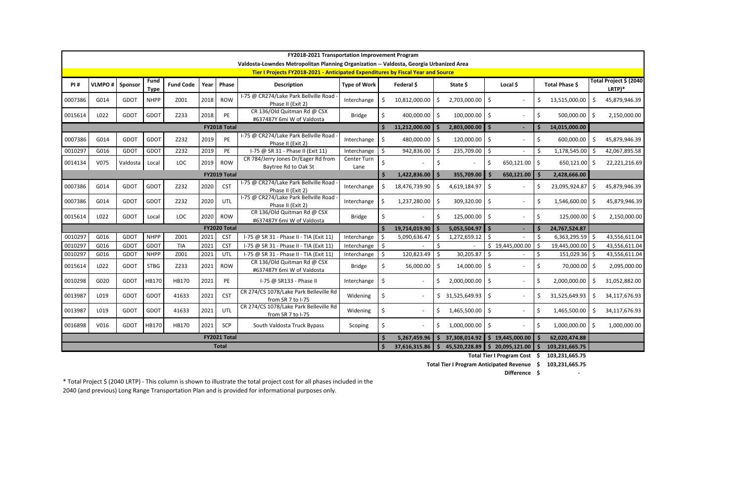**FY2018-2021 Transportation Improvement Program**

**Valdosta-Lowndes Metropolitan Planning Organization -- Valdosta, Georgia Urbanized Area**

**Tier I Projects FY2018-2021 - Anticipated Expenditures by Fiscal Year and Source**

| PI # | VLMPO # | Sponsor | Fund Type | Fund Code | Year | Phase | Description | Type of Work | Federal $ | State $ | Local $ | Total Phase $ | Total Project $ (2040 LRTP)* |
|---|---|---|---|---|---|---|---|---|---|---|---|---|---|
| 0007386 | G014 | GDOT | NHPP | Z001 | 2018 | ROW | I-75 @ CR274/Lake Park Bellville Road - Phase II (Exit 2) | Interchange | $ 10,812,000.00 | $ 2,703,000.00 | $ - | $ 13,515,000.00 | $ 45,879,946.39 |
| 0015614 | L022 | GDOT | GDOT | Z233 | 2018 | PE | CR 136/Old Quitman Rd @ CSX #637487Y 6mi W of Valdosta | Bridge | $ 400,000.00 | $ 100,000.00 | $ - | $ 500,000.00 | $ 2,150,000.00 |
| | | | | | | **FY2018 Total** | | | **$ 11,212,000.00** | **$ 2,803,000.00** | **$ -** | **$ 14,015,000.00** | |
| 0007386 | G014 | GDOT | GDOT | Z232 | 2019 | PE | I-75 @ CR274/Lake Park Bellville Road - Phase II (Exit 2) | Interchange | $ 480,000.00 | $ 120,000.00 | $ - | $ 600,000.00 | $ 45,879,946.39 |
| 0010297 | G016 | GDOT | GDOT | Z232 | 2019 | PE | I-75 @ SR 31 - Phase II (Exit 11) | Interchange | $ 942,836.00 | $ 235,709.00 | $ - | $ 1,178,545.00 | $ 42,067,895.58 |
| 0014134 | V075 | Valdosta | Local | LOC | 2019 | ROW | CR 784/Jerry Jones Dr/Eager Rd from Baytree Rd to Oak St | Center Turn Lane | $ - | $ - | $ 650,121.00 | $ 650,121.00 | $ 22,221,216.69 |
| | | | | | | **FY2019 Total** | | | **$ 1,422,836.00** | **$ 355,709.00** | **$ 650,121.00** | **$ 2,428,666.00** | |
| 0007386 | G014 | GDOT | GDOT | Z232 | 2020 | CST | I-75 @ CR274/Lake Park Bellville Road - Phase II (Exit 2) | Interchange | $ 18,476,739.90 | $ 4,619,184.97 | $ - | $ 23,095,924.87 | $ 45,879,946.39 |
| 0007386 | G014 | GDOT | GDOT | Z232 | 2020 | UTL | I-75 @ CR274/Lake Park Bellville Road - Phase II (Exit 2) | Interchange | $ 1,237,280.00 | $ 309,320.00 | $ - | $ 1,546,600.00 | $ 45,879,946.39 |
| 0015614 | L022 | GDOT | Local | LOC | 2020 | ROW | CR 136/Old Quitman Rd @ CSX #637487Y 6mi W of Valdosta | Bridge | $ - | $ 125,000.00 | $ - | $ 125,000.00 | $ 2,150,000.00 |
| | | | | | | **FY2020 Total** | | | **$ 19,714,019.90** | **$ 5,053,504.97** | **$ -** | **$ 24,767,524.87** | |
| 0010297 | G016 | GDOT | NHPP | Z001 | 2021 | CST | I-75 @ SR 31 - Phase II - TIA (Exit 11) | Interchange | $ 5,090,636.47 | $ 1,272,659.12 | $ - | $ 6,363,295.59 | $ 43,556,611.04 |
| 0010297 | G016 | GDOT | GDOT | TIA | 2021 | CST | I-75 @ SR 31 - Phase II - TIA (Exit 11) | Interchange | $ - | $ - | $ 19,445,000.00 | $ 19,445,000.00 | $ 43,556,611.04 |
| 0010297 | G016 | GDOT | NHPP | Z001 | 2021 | UTL | I-75 @ SR 31 - Phase II - TIA (Exit 11) | Interchange | $ 120,823.49 | $ 30,205.87 | $ - | $ 151,029.36 | $ 43,556,611.04 |
| 0015614 | L022 | GDOT | STBG | Z233 | 2021 | ROW | CR 136/Old Quitman Rd @ CSX #637487Y 6mi W of Valdosta | Bridge | $ 56,000.00 | $ 14,000.00 | $ - | $ 70,000.00 | $ 2,095,000.00 |
| 0010298 | G020 | GDOT | HB170 | HB170 | 2021 | PE | I-75 @ SR133 - Phase II | Interchange | $ - | $ 2,000,000.00 | $ - | $ 2,000,000.00 | $ 31,052,882.00 |
| 0013987 | L019 | GDOT | GDOT | 41633 | 2021 | CST | CR 274/CS 1078/Lake Park Belleville Rd from SR 7 to I-75 | Widening | $ - | $ 31,525,649.93 | $ - | $ 31,525,649.93 | $ 34,117,676.93 |
| 0013987 | L019 | GDOT | GDOT | 41633 | 2021 | UTL | CR 274/CS 1078/Lake Park Belleville Rd from SR 7 to I-75 | Widening | $ - | $ 1,465,500.00 | $ - | $ 1,465,500.00 | $ 34,117,676.93 |
| 0016898 | V016 | GDOT | HB170 | HB170 | 2021 | SCP | South Valdosta Truck Bypass | Scoping | $ - | $ 1,000,000.00 | $ - | $ 1,000,000.00 | $ 1,000,000.00 |
| | | | | | | **FY2021 Total** | | | **$ 5,267,459.96** | **$ 37,308,014.92** | **$ 19,445,000.00** | **$ 62,020,474.88** | |
| | | | | | | **Total** | | | **$ 37,616,315.86** | **$ 45,520,228.89** | **$ 20,095,121.00** | **$ 103,231,665.75** | |

**Total Tier I Program Cost $ 103,231,665.75**

**Total Tier I Program Anticipated Revenue $ 103,231,665.75**

**Difference $ -**

* Total Project $ (2040 LRTP) - This column is shown to illustrate the total project cost for all phases included in the 2040 (and previous) Long Range Transportation Plan and is provided for informational purposes only.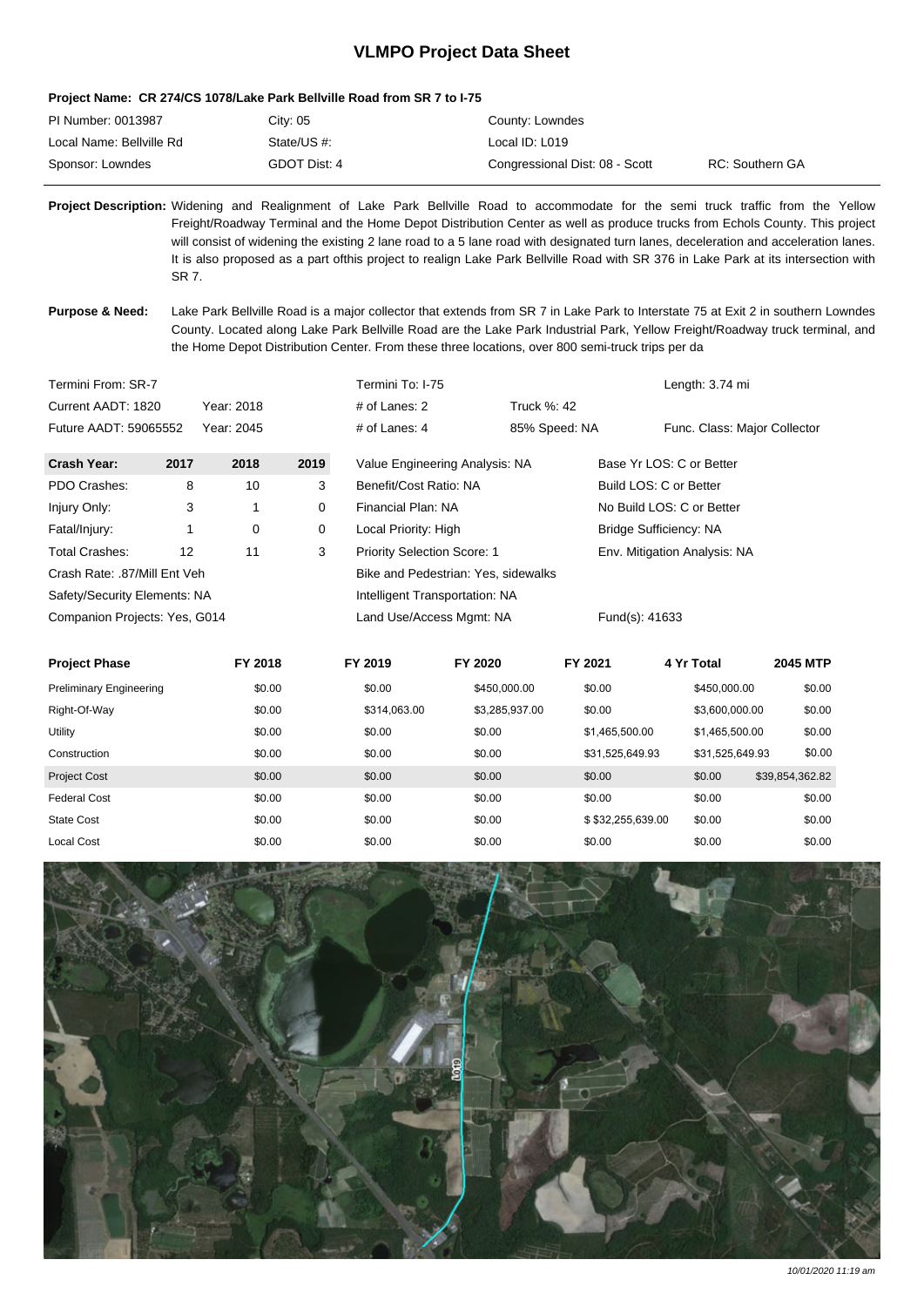# VLMPO Project Data Sheet

**Project Name: CR 274/CS 1078/Lake Park Bellville Road from SR 7 to I-75**

| | | | |
|---|---|---|---|
| PI Number: 0013987 | City: 05 | County: Lowndes | |
| Local Name: Bellville Rd | State/US #: | Local ID: L019 | |
| Sponsor: Lowndes | GDOT Dist: 4 | Congressional Dist: 08 - Scott | RC: Southern GA |

**Project Description:** Widening and Realignment of Lake Park Bellville Road to accommodate for the semi truck traffic from the Yellow Freight/Roadway Terminal and the Home Depot Distribution Center as well as produce trucks from Echols County. This project will consist of widening the existing 2 lane road to a 5 lane road with designated turn lanes, deceleration and acceleration lanes. It is also proposed as a part ofthis project to realign Lake Park Bellville Road with SR 376 in Lake Park at its intersection with SR 7.

**Purpose & Need:** Lake Park Bellville Road is a major collector that extends from SR 7 in Lake Park to Interstate 75 at Exit 2 in southern Lowndes County. Located along Lake Park Bellville Road are the Lake Park Industrial Park, Yellow Freight/Roadway truck terminal, and the Home Depot Distribution Center. From these three locations, over 800 semi-truck trips per da

| | | | | |
|---|---|---|---|---|
| Termini From: SR-7 | | Termini To: I-75 | | Length: 3.74 mi |
| Current AADT: 1820 | Year: 2018 | # of Lanes: 2 | Truck %: 42 | |
| Future AADT: 59065552 | Year: 2045 | # of Lanes: 4 | 85% Speed: NA | Func. Class: Major Collector |

| Crash Year: | 2017 | 2018 | 2019 | | |
|---|---|---|---|---|---|
| PDO Crashes: | 8 | 10 | 3 | Value Engineering Analysis: NA | Base Yr LOS: C or Better |
| Injury Only: | 3 | 1 | 0 | Benefit/Cost Ratio: NA | Build LOS: C or Better |
| Fatal/Injury: | 1 | 0 | 0 | Financial Plan: NA | No Build LOS: C or Better |
| Total Crashes: | 12 | 11 | 3 | Local Priority: High | Bridge Sufficiency: NA |
| Crash Rate: .87/Mill Ent Veh | | | | Priority Selection Score: 1 | Env. Mitigation Analysis: NA |
| Safety/Security Elements: NA | | | | Bike and Pedestrian: Yes, sidewalks | |
| Companion Projects: Yes, G014 | | | | Intelligent Transportation: NA | |
| | | | | Land Use/Access Mgmt: NA | Fund(s): 41633 |

| Project Phase | FY 2018 | FY 2019 | FY 2020 | FY 2021 | 4 Yr Total | 2045 MTP |
|---|---|---|---|---|---|---|
| Preliminary Engineering | $0.00 | $0.00 | $450,000.00 | $0.00 | $450,000.00 | $0.00 |
| Right-Of-Way | $0.00 | $314,063.00 | $3,285,937.00 | $0.00 | $3,600,000.00 | $0.00 |
| Utility | $0.00 | $0.00 | $0.00 | $1,465,500.00 | $1,465,500.00 | $0.00 |
| Construction | $0.00 | $0.00 | $0.00 | $31,525,649.93 | $31,525,649.93 | $0.00 |
| Project Cost | $0.00 | $0.00 | $0.00 | $0.00 | $0.00 | $39,854,362.82 |
| Federal Cost | $0.00 | $0.00 | $0.00 | $0.00 | $0.00 | $0.00 |
| State Cost | $0.00 | $0.00 | $0.00 | $ $32,255,639.00 | $0.00 | $0.00 |
| Local Cost | $0.00 | $0.00 | $0.00 | $0.00 | $0.00 | $0.00 |

L019

10/01/2020 11:19 am